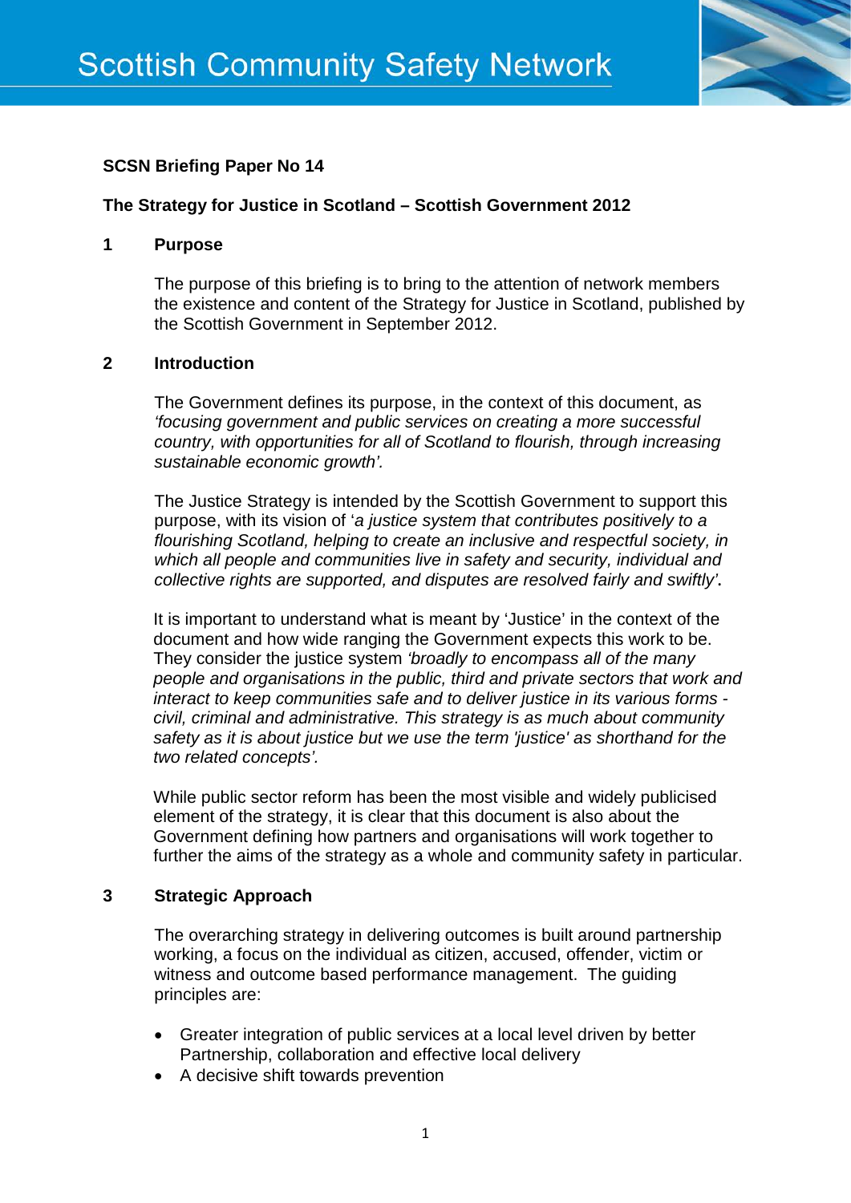# Scottish Community Safety Network

**SCSN Briefing Paper No 14**

**The Strategy for Justice in Scotland – Scottish Government 2012**

## 1 Purpose

The purpose of this briefing is to bring to the attention of network members the existence and content of the Strategy for Justice in Scotland, published by the Scottish Government in September 2012.

## 2 Introduction

The Government defines its purpose, in the context of this document, as *'focusing government and public services on creating a more successful country, with opportunities for all of Scotland to flourish, through increasing sustainable economic growth'.*

The Justice Strategy is intended by the Scottish Government to support this purpose, with its vision of '*a justice system that contributes positively to a flourishing Scotland, helping to create an inclusive and respectful society, in which all people and communities live in safety and security, individual and collective rights are supported, and disputes are resolved fairly and swiftly'***.**

It is important to understand what is meant by 'Justice' in the context of the document and how wide ranging the Government expects this work to be. They consider the justice system *'broadly to encompass all of the many people and organisations in the public, third and private sectors that work and interact to keep communities safe and to deliver justice in its various forms - civil, criminal and administrative. This strategy is as much about community safety as it is about justice but we use the term 'justice' as shorthand for the two related concepts'.*

While public sector reform has been the most visible and widely publicised element of the strategy, it is clear that this document is also about the Government defining how partners and organisations will work together to further the aims of the strategy as a whole and community safety in particular.

## 3 Strategic Approach

The overarching strategy in delivering outcomes is built around partnership working, a focus on the individual as citizen, accused, offender, victim or witness and outcome based performance management. The guiding principles are:

- Greater integration of public services at a local level driven by better Partnership, collaboration and effective local delivery
- A decisive shift towards prevention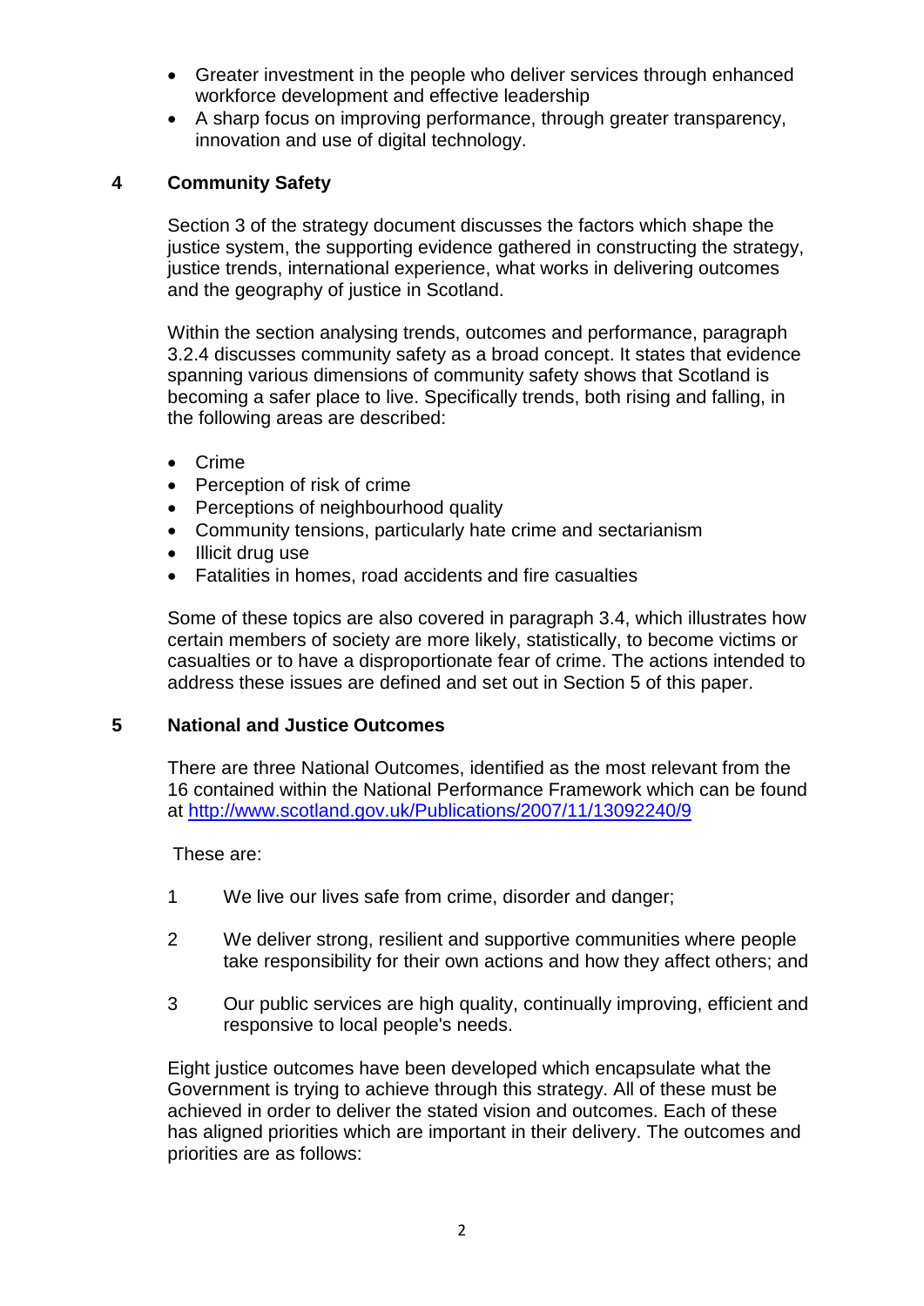- Greater investment in the people who deliver services through enhanced workforce development and effective leadership
- A sharp focus on improving performance, through greater transparency, innovation and use of digital technology.

## 4 Community Safety

Section 3 of the strategy document discusses the factors which shape the justice system, the supporting evidence gathered in constructing the strategy, justice trends, international experience, what works in delivering outcomes and the geography of justice in Scotland.

Within the section analysing trends, outcomes and performance, paragraph 3.2.4 discusses community safety as a broad concept. It states that evidence spanning various dimensions of community safety shows that Scotland is becoming a safer place to live. Specifically trends, both rising and falling, in the following areas are described:

- Crime
- Perception of risk of crime
- Perceptions of neighbourhood quality
- Community tensions, particularly hate crime and sectarianism
- Illicit drug use
- Fatalities in homes, road accidents and fire casualties

Some of these topics are also covered in paragraph 3.4, which illustrates how certain members of society are more likely, statistically, to become victims or casualties or to have a disproportionate fear of crime. The actions intended to address these issues are defined and set out in Section 5 of this paper.

## 5 National and Justice Outcomes

There are three National Outcomes, identified as the most relevant from the 16 contained within the National Performance Framework which can be found at http://www.scotland.gov.uk/Publications/2007/11/13092240/9

These are:

1. We live our lives safe from crime, disorder and danger;

2. We deliver strong, resilient and supportive communities where people take responsibility for their own actions and how they affect others; and

3. Our public services are high quality, continually improving, efficient and responsive to local people's needs.

Eight justice outcomes have been developed which encapsulate what the Government is trying to achieve through this strategy. All of these must be achieved in order to deliver the stated vision and outcomes. Each of these has aligned priorities which are important in their delivery. The outcomes and priorities are as follows: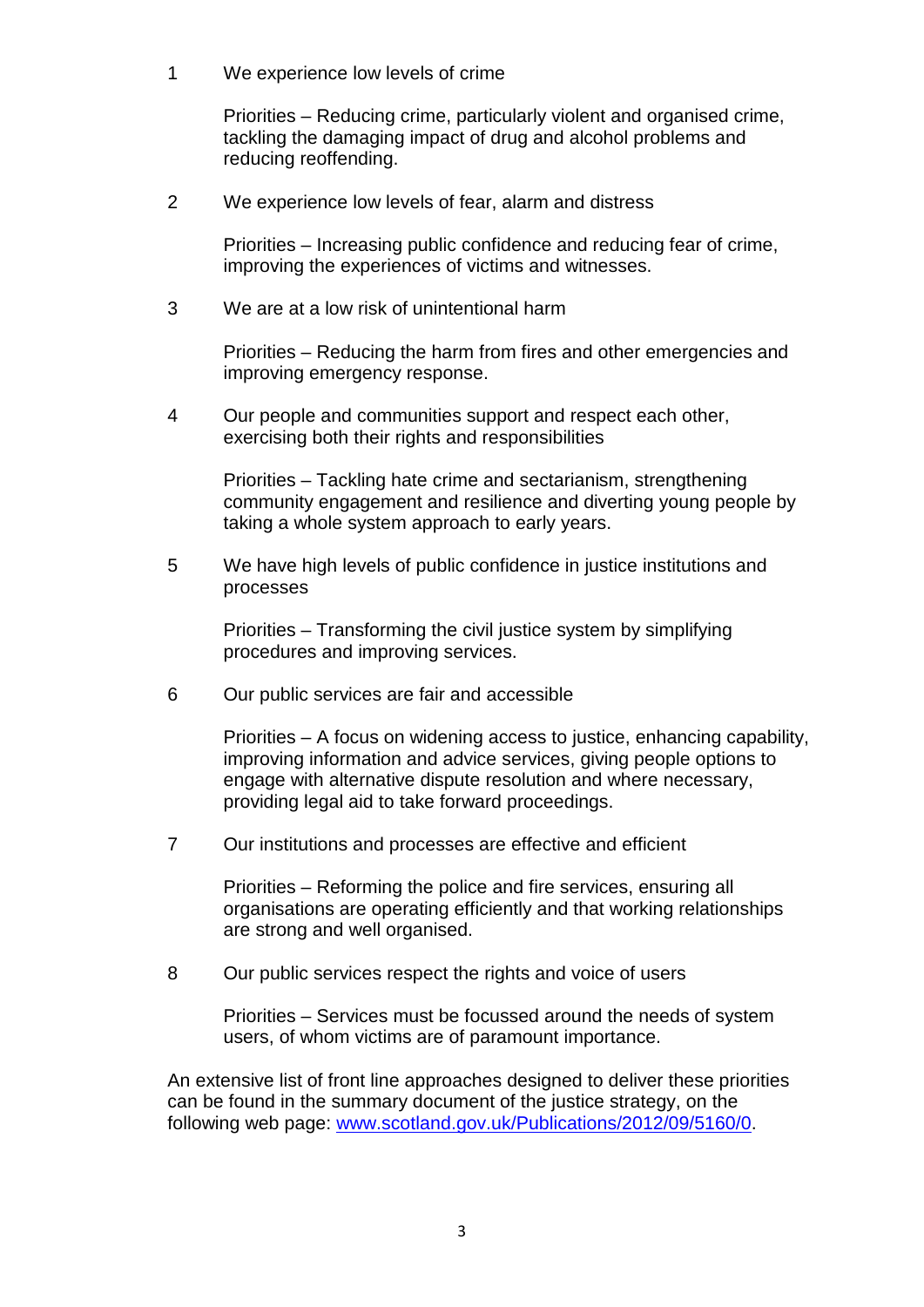1 We experience low levels of crime

   Priorities – Reducing crime, particularly violent and organised crime, tackling the damaging impact of drug and alcohol problems and reducing reoffending.

2 We experience low levels of fear, alarm and distress

   Priorities – Increasing public confidence and reducing fear of crime, improving the experiences of victims and witnesses.

3 We are at a low risk of unintentional harm

   Priorities – Reducing the harm from fires and other emergencies and improving emergency response.

4 Our people and communities support and respect each other, exercising both their rights and responsibilities

   Priorities – Tackling hate crime and sectarianism, strengthening community engagement and resilience and diverting young people by taking a whole system approach to early years.

5 We have high levels of public confidence in justice institutions and processes

   Priorities – Transforming the civil justice system by simplifying procedures and improving services.

6 Our public services are fair and accessible

   Priorities – A focus on widening access to justice, enhancing capability, improving information and advice services, giving people options to engage with alternative dispute resolution and where necessary, providing legal aid to take forward proceedings.

7 Our institutions and processes are effective and efficient

   Priorities – Reforming the police and fire services, ensuring all organisations are operating efficiently and that working relationships are strong and well organised.

8 Our public services respect the rights and voice of users

   Priorities – Services must be focussed around the needs of system users, of whom victims are of paramount importance.

An extensive list of front line approaches designed to deliver these priorities can be found in the summary document of the justice strategy, on the following web page: [www.scotland.gov.uk/Publications/2012/09/5160/0](http://www.scotland.gov.uk/Publications/2012/09/5160/0).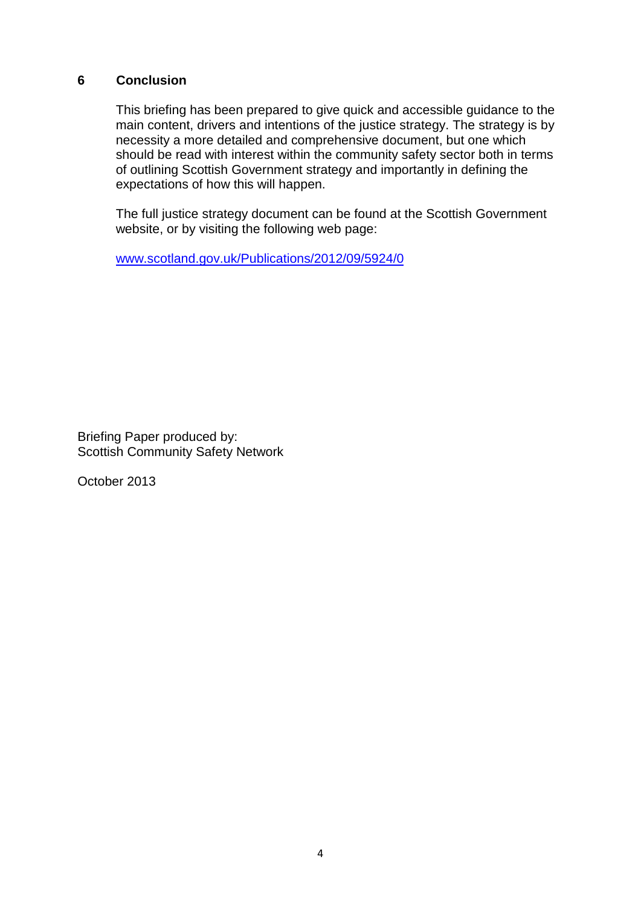## 6 Conclusion

This briefing has been prepared to give quick and accessible guidance to the main content, drivers and intentions of the justice strategy. The strategy is by necessity a more detailed and comprehensive document, but one which should be read with interest within the community safety sector both in terms of outlining Scottish Government strategy and importantly in defining the expectations of how this will happen.

The full justice strategy document can be found at the Scottish Government website, or by visiting the following web page:

[www.scotland.gov.uk/Publications/2012/09/5924/0](http://www.scotland.gov.uk/Publications/2012/09/5924/0)

Briefing Paper produced by:
Scottish Community Safety Network

October 2013